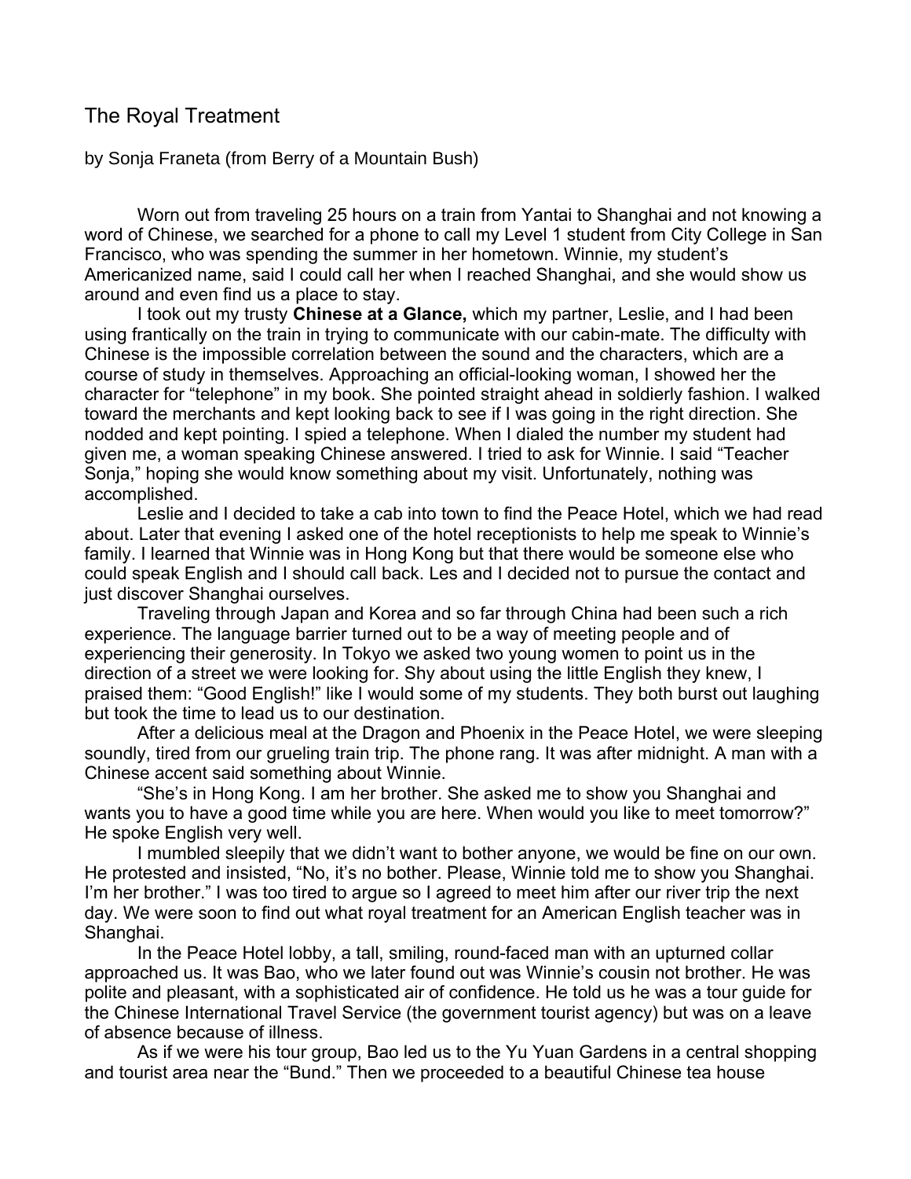# The Royal Treatment

by Sonja Franeta (from Berry of a Mountain Bush)

Worn out from traveling 25 hours on a train from Yantai to Shanghai and not knowing a word of Chinese, we searched for a phone to call my Level 1 student from City College in San Francisco, who was spending the summer in her hometown. Winnie, my student's Americanized name, said I could call her when I reached Shanghai, and she would show us around and even find us a place to stay.

I took out my trusty **Chinese at a Glance,** which my partner, Leslie, and I had been using frantically on the train in trying to communicate with our cabin-mate. The difficulty with Chinese is the impossible correlation between the sound and the characters, which are a course of study in themselves. Approaching an official-looking woman, I showed her the character for "telephone" in my book. She pointed straight ahead in soldierly fashion. I walked toward the merchants and kept looking back to see if I was going in the right direction. She nodded and kept pointing. I spied a telephone. When I dialed the number my student had given me, a woman speaking Chinese answered. I tried to ask for Winnie. I said "Teacher Sonja," hoping she would know something about my visit. Unfortunately, nothing was accomplished.

Leslie and I decided to take a cab into town to find the Peace Hotel, which we had read about. Later that evening I asked one of the hotel receptionists to help me speak to Winnie's family. I learned that Winnie was in Hong Kong but that there would be someone else who could speak English and I should call back. Les and I decided not to pursue the contact and just discover Shanghai ourselves.

Traveling through Japan and Korea and so far through China had been such a rich experience. The language barrier turned out to be a way of meeting people and of experiencing their generosity. In Tokyo we asked two young women to point us in the direction of a street we were looking for. Shy about using the little English they knew, I praised them: "Good English!" like I would some of my students. They both burst out laughing but took the time to lead us to our destination.

After a delicious meal at the Dragon and Phoenix in the Peace Hotel, we were sleeping soundly, tired from our grueling train trip. The phone rang. It was after midnight. A man with a Chinese accent said something about Winnie.

"She's in Hong Kong. I am her brother. She asked me to show you Shanghai and wants you to have a good time while you are here. When would you like to meet tomorrow?" He spoke English very well.

I mumbled sleepily that we didn't want to bother anyone, we would be fine on our own. He protested and insisted, "No, it's no bother. Please, Winnie told me to show you Shanghai. I'm her brother." I was too tired to argue so I agreed to meet him after our river trip the next day. We were soon to find out what royal treatment for an American English teacher was in Shanghai.

In the Peace Hotel lobby, a tall, smiling, round-faced man with an upturned collar approached us. It was Bao, who we later found out was Winnie's cousin not brother. He was polite and pleasant, with a sophisticated air of confidence. He told us he was a tour guide for the Chinese International Travel Service (the government tourist agency) but was on a leave of absence because of illness.

As if we were his tour group, Bao led us to the Yu Yuan Gardens in a central shopping and tourist area near the "Bund." Then we proceeded to a beautiful Chinese tea house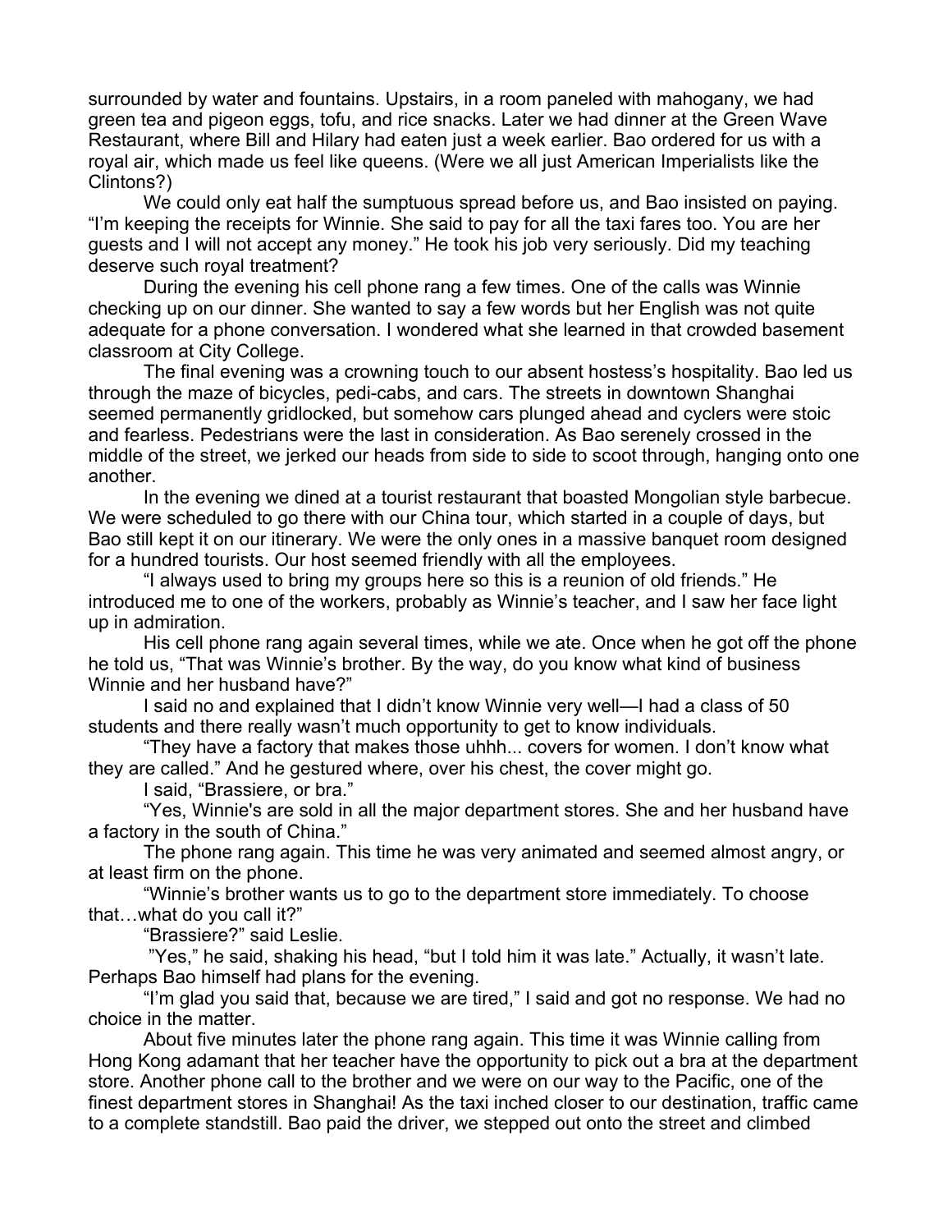surrounded by water and fountains. Upstairs, in a room paneled with mahogany, we had green tea and pigeon eggs, tofu, and rice snacks. Later we had dinner at the Green Wave Restaurant, where Bill and Hilary had eaten just a week earlier. Bao ordered for us with a royal air, which made us feel like queens. (Were we all just American Imperialists like the Clintons?)

We could only eat half the sumptuous spread before us, and Bao insisted on paying. "I'm keeping the receipts for Winnie. She said to pay for all the taxi fares too. You are her guests and I will not accept any money." He took his job very seriously. Did my teaching deserve such royal treatment?

During the evening his cell phone rang a few times. One of the calls was Winnie checking up on our dinner. She wanted to say a few words but her English was not quite adequate for a phone conversation. I wondered what she learned in that crowded basement classroom at City College.

The final evening was a crowning touch to our absent hostess's hospitality. Bao led us through the maze of bicycles, pedi-cabs, and cars. The streets in downtown Shanghai seemed permanently gridlocked, but somehow cars plunged ahead and cyclers were stoic and fearless. Pedestrians were the last in consideration. As Bao serenely crossed in the middle of the street, we jerked our heads from side to side to scoot through, hanging onto one another.

In the evening we dined at a tourist restaurant that boasted Mongolian style barbecue. We were scheduled to go there with our China tour, which started in a couple of days, but Bao still kept it on our itinerary. We were the only ones in a massive banquet room designed for a hundred tourists. Our host seemed friendly with all the employees.

"I always used to bring my groups here so this is a reunion of old friends." He introduced me to one of the workers, probably as Winnie's teacher, and I saw her face light up in admiration.

His cell phone rang again several times, while we ate. Once when he got off the phone he told us, "That was Winnie's brother. By the way, do you know what kind of business Winnie and her husband have?"

I said no and explained that I didn't know Winnie very well—I had a class of 50 students and there really wasn't much opportunity to get to know individuals.

"They have a factory that makes those uhhh... covers for women. I don't know what they are called." And he gestured where, over his chest, the cover might go.

I said, "Brassiere, or bra."

"Yes, Winnie's are sold in all the major department stores. She and her husband have a factory in the south of China."

The phone rang again. This time he was very animated and seemed almost angry, or at least firm on the phone.

"Winnie's brother wants us to go to the department store immediately. To choose that…what do you call it?"

"Brassiere?" said Leslie.

"Yes," he said, shaking his head, "but I told him it was late." Actually, it wasn't late. Perhaps Bao himself had plans for the evening.

"I'm glad you said that, because we are tired," I said and got no response. We had no choice in the matter.

About five minutes later the phone rang again. This time it was Winnie calling from Hong Kong adamant that her teacher have the opportunity to pick out a bra at the department store. Another phone call to the brother and we were on our way to the Pacific, one of the finest department stores in Shanghai! As the taxi inched closer to our destination, traffic came to a complete standstill. Bao paid the driver, we stepped out onto the street and climbed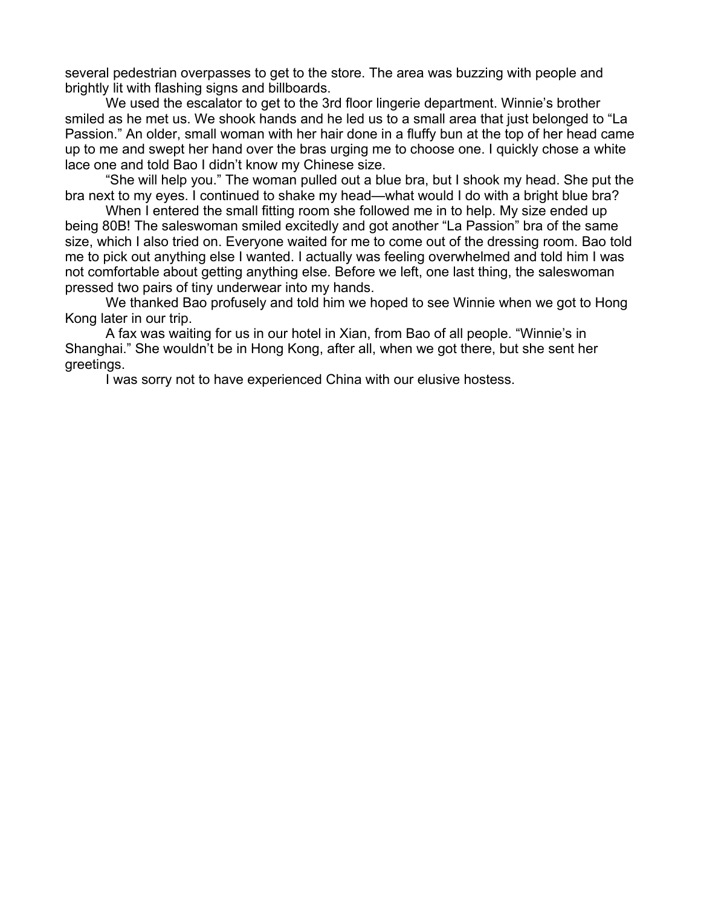several pedestrian overpasses to get to the store. The area was buzzing with people and brightly lit with flashing signs and billboards.

We used the escalator to get to the 3rd floor lingerie department. Winnie's brother smiled as he met us. We shook hands and he led us to a small area that just belonged to "La Passion." An older, small woman with her hair done in a fluffy bun at the top of her head came up to me and swept her hand over the bras urging me to choose one. I quickly chose a white lace one and told Bao I didn't know my Chinese size.

"She will help you." The woman pulled out a blue bra, but I shook my head. She put the bra next to my eyes. I continued to shake my head—what would I do with a bright blue bra?

When I entered the small fitting room she followed me in to help. My size ended up being 80B! The saleswoman smiled excitedly and got another "La Passion" bra of the same size, which I also tried on. Everyone waited for me to come out of the dressing room. Bao told me to pick out anything else I wanted. I actually was feeling overwhelmed and told him I was not comfortable about getting anything else. Before we left, one last thing, the saleswoman pressed two pairs of tiny underwear into my hands.

We thanked Bao profusely and told him we hoped to see Winnie when we got to Hong Kong later in our trip.

A fax was waiting for us in our hotel in Xian, from Bao of all people. "Winnie's in Shanghai." She wouldn't be in Hong Kong, after all, when we got there, but she sent her greetings.

I was sorry not to have experienced China with our elusive hostess.